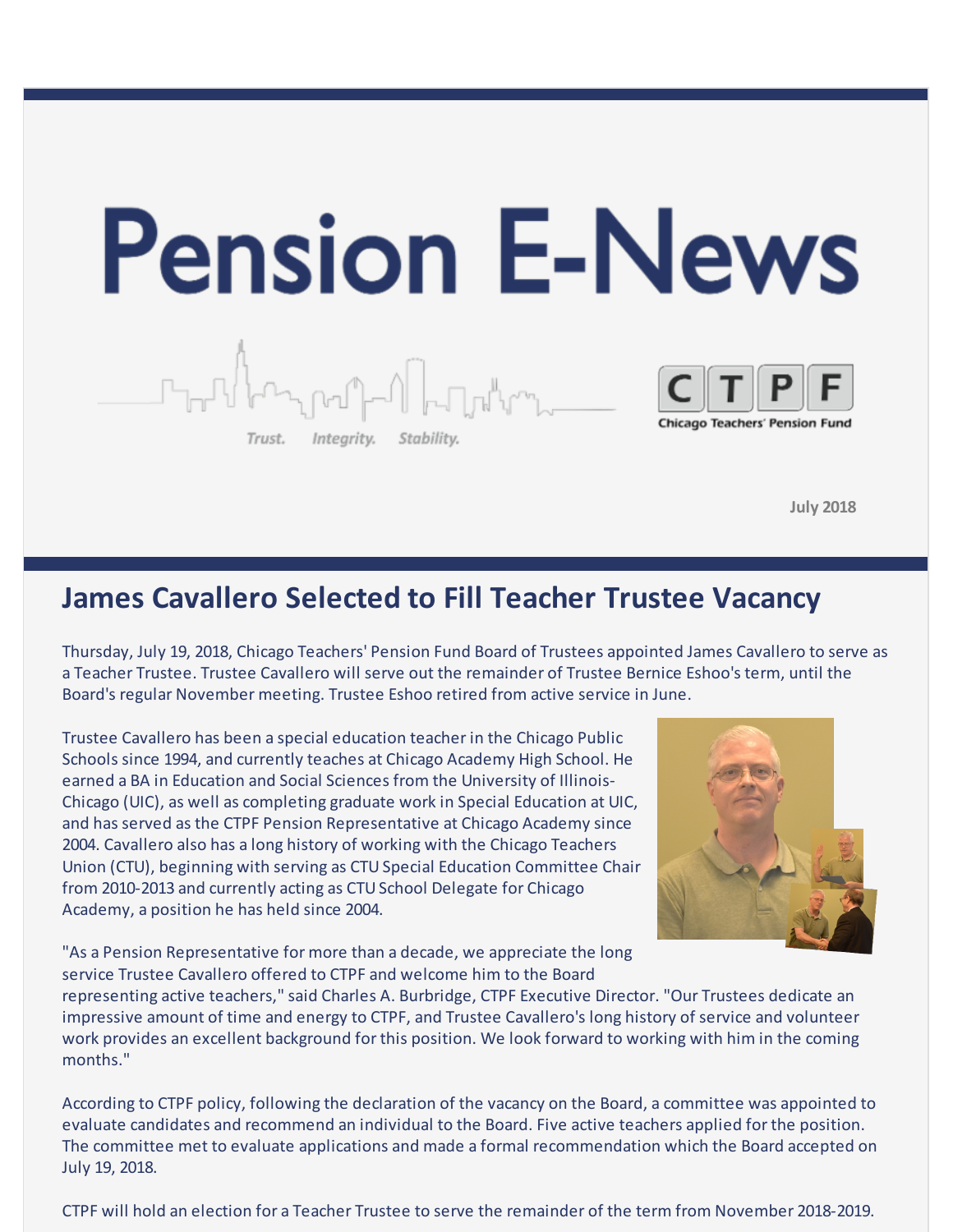# Pension E-News

*Trust. Integrity. Stability.*

Chicago Teachers' Pension Fund

**July 2018**

## James Cavallero Selected to Fill Teacher Trustee Vacancy

Thursday, July 19, 2018, Chicago Teachers' Pension Fund Board of Trustees appointed James Cavallero to serve as a Teacher Trustee. Trustee Cavallero will serve out the remainder of Trustee Bernice Eshoo's term, until the Board's regular November meeting. Trustee Eshoo retired from active service in June.

Trustee Cavallero has been a special education teacher in the Chicago Public Schools since 1994, and currently teaches at Chicago Academy High School. He earned a BA in Education and Social Sciences from the University of Illinois-Chicago (UIC), as well as completing graduate work in Special Education at UIC, and has served as the CTPF Pension Representative at Chicago Academy since 2004. Cavallero also has a long history of working with the Chicago Teachers Union (CTU), beginning with serving as CTU Special Education Committee Chair from 2010-2013 and currently acting as CTU School Delegate for Chicago Academy, a position he has held since 2004.

"As a Pension Representative for more than a decade, we appreciate the long service Trustee Cavallero offered to CTPF and welcome him to the Board representing active teachers," said Charles A. Burbridge, CTPF Executive Director. "Our Trustees dedicate an impressive amount of time and energy to CTPF, and Trustee Cavallero's long history of service and volunteer work provides an excellent background for this position. We look forward to working with him in the coming months."

According to CTPF policy, following the declaration of the vacancy on the Board, a committee was appointed to evaluate candidates and recommend an individual to the Board. Five active teachers applied for the position. The committee met to evaluate applications and made a formal recommendation which the Board accepted on July 19, 2018.

CTPF will hold an election for a Teacher Trustee to serve the remainder of the term from November 2018-2019.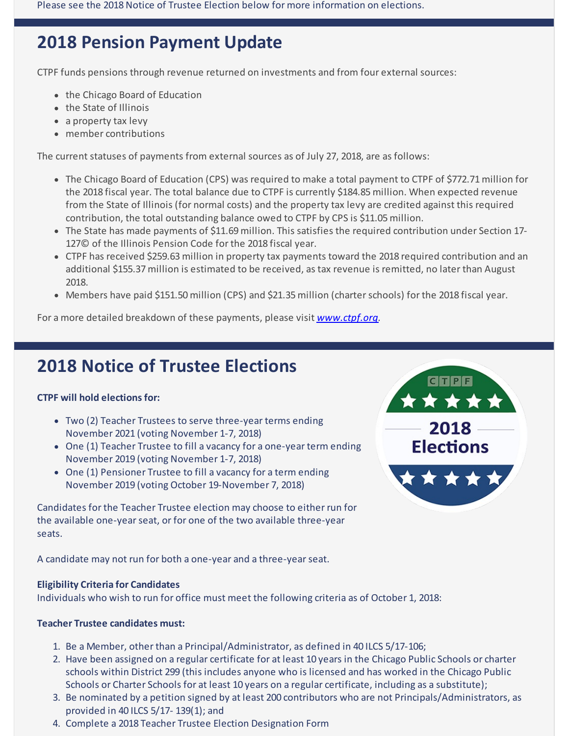Please see the 2018 Notice of Trustee Election below for more information on elections.

## 2018 Pension Payment Update

CTPF funds pensions through revenue returned on investments and from four external sources:

- the Chicago Board of Education
- the State of Illinois
- a property tax levy
- member contributions

The current statuses of payments from external sources as of July 27, 2018, are as follows:

- The Chicago Board of Education (CPS) was required to make a total payment to CTPF of $772.71 million for the 2018 fiscal year. The total balance due to CTPF is currently $184.85 million. When expected revenue from the State of Illinois (for normal costs) and the property tax levy are credited against this required contribution, the total outstanding balance owed to CTPF by CPS is $11.05 million.
- The State has made payments of $11.69 million. This satisfies the required contribution under Section 17-127© of the Illinois Pension Code for the 2018 fiscal year.
- CTPF has received $259.63 million in property tax payments toward the 2018 required contribution and an additional $155.37 million is estimated to be received, as tax revenue is remitted, no later than August 2018.
- Members have paid $151.50 million (CPS) and $21.35 million (charter schools) for the 2018 fiscal year.

For a more detailed breakdown of these payments, please visit *www.ctpf.org*.

## 2018 Notice of Trustee Elections

**CTPF will hold elections for:**

- Two (2) Teacher Trustees to serve three-year terms ending November 2021 (voting November 1-7, 2018)
- One (1) Teacher Trustee to fill a vacancy for a one-year term ending November 2019 (voting November 1-7, 2018)
- One (1) Pensioner Trustee to fill a vacancy for a term ending November 2019 (voting October 19-November 7, 2018)

Candidates for the Teacher Trustee election may choose to either run for the available one-year seat, or for one of the two available three-year seats.

A candidate may not run for both a one-year and a three-year seat.

**Eligibility Criteria for Candidates**
Individuals who wish to run for office must meet the following criteria as of October 1, 2018:

**Teacher Trustee candidates must:**

1. Be a Member, other than a Principal/Administrator, as defined in 40 ILCS 5/17-106;
2. Have been assigned on a regular certificate for at least 10 years in the Chicago Public Schools or charter schools within District 299 (this includes anyone who is licensed and has worked in the Chicago Public Schools or Charter Schools for at least 10 years on a regular certificate, including as a substitute);
3. Be nominated by a petition signed by at least 200 contributors who are not Principals/Administrators, as provided in 40 ILCS 5/17- 139(1); and
4. Complete a 2018 Teacher Trustee Election Designation Form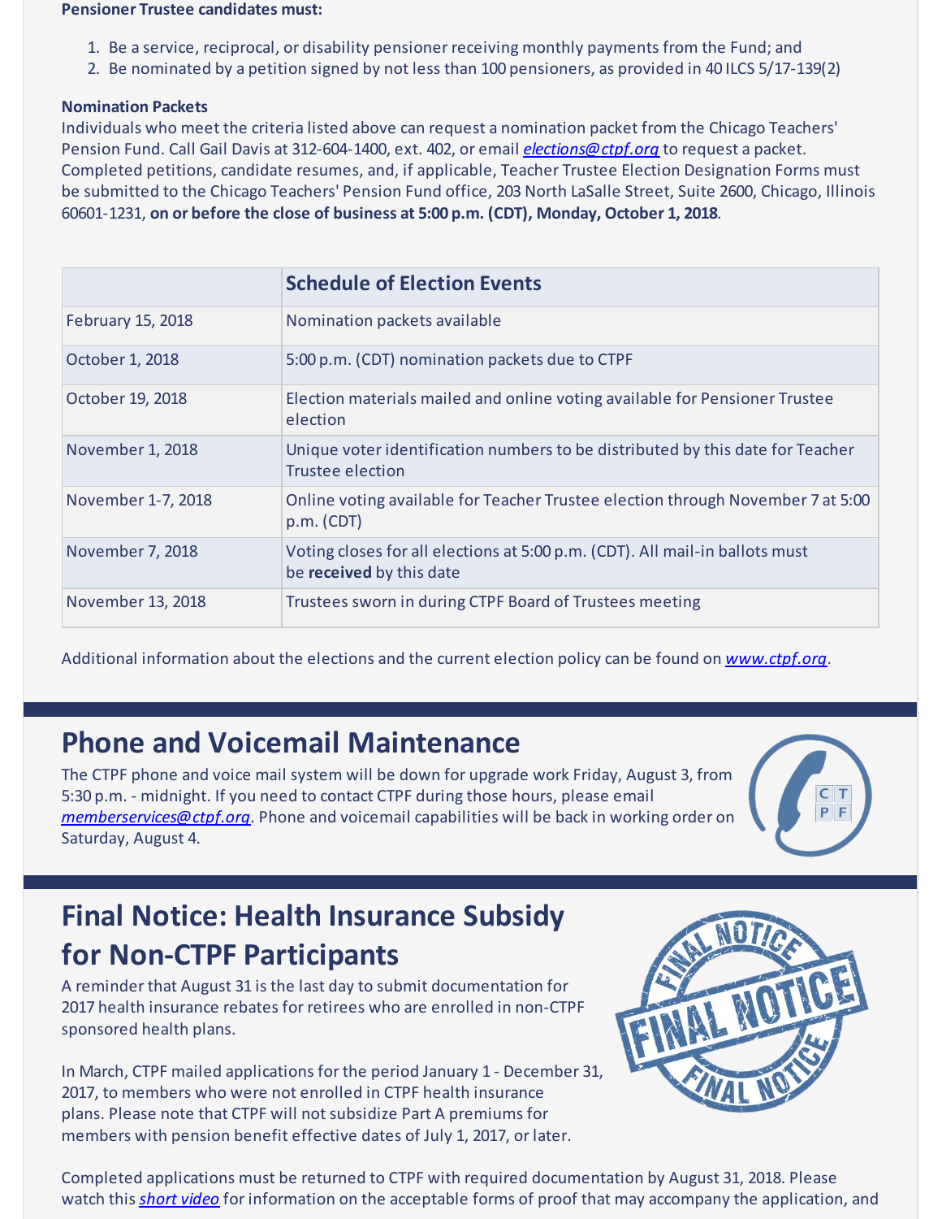**Pensioner Trustee candidates must:**

1. Be a service, reciprocal, or disability pensioner receiving monthly payments from the Fund; and
2. Be nominated by a petition signed by not less than 100 pensioners, as provided in 40 ILCS 5/17-139(2)

**Nomination Packets**

Individuals who meet the criteria listed above can request a nomination packet from the Chicago Teachers' Pension Fund. Call Gail Davis at 312-604-1400, ext. 402, or email *elections@ctpf.org* to request a packet. Completed petitions, candidate resumes, and, if applicable, Teacher Trustee Election Designation Forms must be submitted to the Chicago Teachers' Pension Fund office, 203 North LaSalle Street, Suite 2600, Chicago, Illinois 60601-1231, **on or before the close of business at 5:00 p.m. (CDT), Monday, October 1, 2018**.

| | **Schedule of Election Events** |
|---|---|
| February 15, 2018 | Nomination packets available |
| October 1, 2018 | 5:00 p.m. (CDT) nomination packets due to CTPF |
| October 19, 2018 | Election materials mailed and online voting available for Pensioner Trustee election |
| November 1, 2018 | Unique voter identification numbers to be distributed by this date for Teacher Trustee election |
| November 1-7, 2018 | Online voting available for Teacher Trustee election through November 7 at 5:00 p.m. (CDT) |
| November 7, 2018 | Voting closes for all elections at 5:00 p.m. (CDT). All mail-in ballots must be **received** by this date |
| November 13, 2018 | Trustees sworn in during CTPF Board of Trustees meeting |

Additional information about the elections and the current election policy can be found on *www.ctpf.org*.

## Phone and Voicemail Maintenance

The CTPF phone and voice mail system will be down for upgrade work Friday, August 3, from 5:30 p.m. - midnight. If you need to contact CTPF during those hours, please email *memberservices@ctpf.org*. Phone and voicemail capabilities will be back in working order on Saturday, August 4.

## Final Notice: Health Insurance Subsidy for Non-CTPF Participants

A reminder that August 31 is the last day to submit documentation for 2017 health insurance rebates for retirees who are enrolled in non-CTPF sponsored health plans.

In March, CTPF mailed applications for the period January 1 - December 31, 2017, to members who were not enrolled in CTPF health insurance plans. Please note that CTPF will not subsidize Part A premiums for members with pension benefit effective dates of July 1, 2017, or later.

Completed applications must be returned to CTPF with required documentation by August 31, 2018. Please watch this *short video* for information on the acceptable forms of proof that may accompany the application, and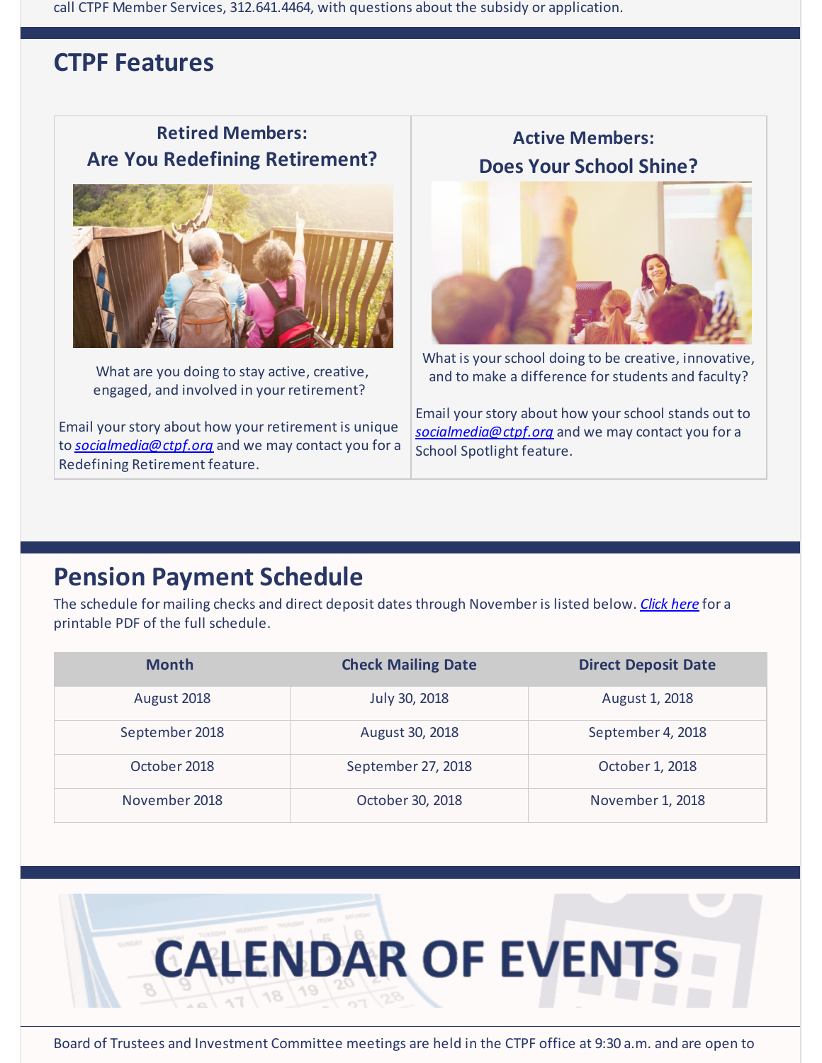call CTPF Member Services, 312.641.4464, with questions about the subsidy or application.

## CTPF Features

### Retired Members: Are You Redefining Retirement?

What are you doing to stay active, creative, engaged, and involved in your retirement?

Email your story about how your retirement is unique to *socialmedia@ctpf.org* and we may contact you for a Redefining Retirement feature.

### Active Members: Does Your School Shine?

What is your school doing to be creative, innovative, and to make a difference for students and faculty?

Email your story about how your school stands out to *socialmedia@ctpf.org* and we may contact you for a School Spotlight feature.

## Pension Payment Schedule

The schedule for mailing checks and direct deposit dates through November is listed below. *Click here* for a printable PDF of the full schedule.

| Month | Check Mailing Date | Direct Deposit Date |
|---|---|---|
| August 2018 | July 30, 2018 | August 1, 2018 |
| September 2018 | August 30, 2018 | September 4, 2018 |
| October 2018 | September 27, 2018 | October 1, 2018 |
| November 2018 | October 30, 2018 | November 1, 2018 |

## CALENDAR OF EVENTS

Board of Trustees and Investment Committee meetings are held in the CTPF office at 9:30 a.m. and are open to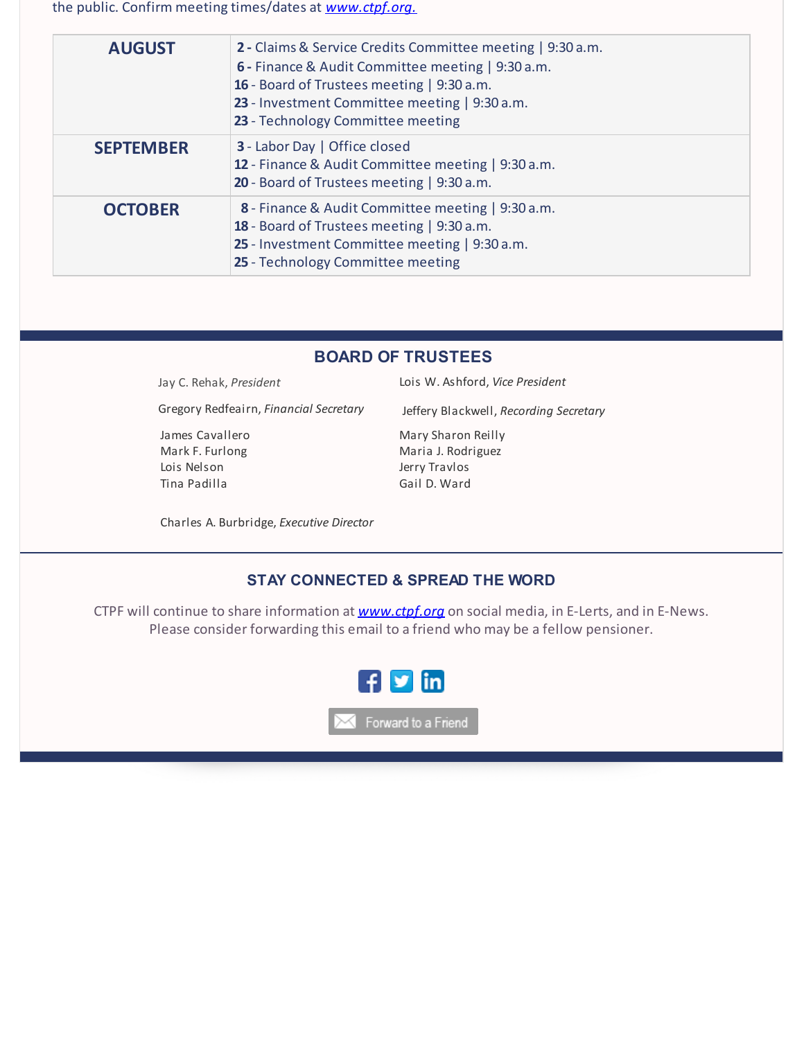the public. Confirm meeting times/dates at *www.ctpf.org.*

| | |
|---|---|
| **AUGUST** | **2 -** Claims & Service Credits Committee meeting \| 9:30 a.m.<br>**6 -** Finance & Audit Committee meeting \| 9:30 a.m.<br>**16** - Board of Trustees meeting \| 9:30 a.m.<br>**23** - Investment Committee meeting \| 9:30 a.m.<br>**23** - Technology Committee meeting |
| **SEPTEMBER** | **3** - Labor Day \| Office closed<br>**12** - Finance & Audit Committee meeting \| 9:30 a.m.<br>**20** - Board of Trustees meeting \| 9:30 a.m. |
| **OCTOBER** | **8** - Finance & Audit Committee meeting \| 9:30 a.m.<br>**18** - Board of Trustees meeting \| 9:30 a.m.<br>**25** - Investment Committee meeting \| 9:30 a.m.<br>**25** - Technology Committee meeting |

## BOARD OF TRUSTEES

Jay C. Rehak, *President*

Lois W. Ashford, *Vice President*

Gregory Redfeairn, *Financial Secretary*

Jeffery Blackwell, *Recording Secretary*

James Cavallero
Mark F. Furlong
Lois Nelson
Tina Padilla

Mary Sharon Reilly
Maria J. Rodriguez
Jerry Travlos
Gail D. Ward

Charles A. Burbridge, *Executive Director*

## STAY CONNECTED & SPREAD THE WORD

CTPF will continue to share information at *www.ctpf.org* on social media, in E-Lerts, and in E-News.
Please consider forwarding this email to a friend who may be a fellow pensioner.

Forward to a Friend